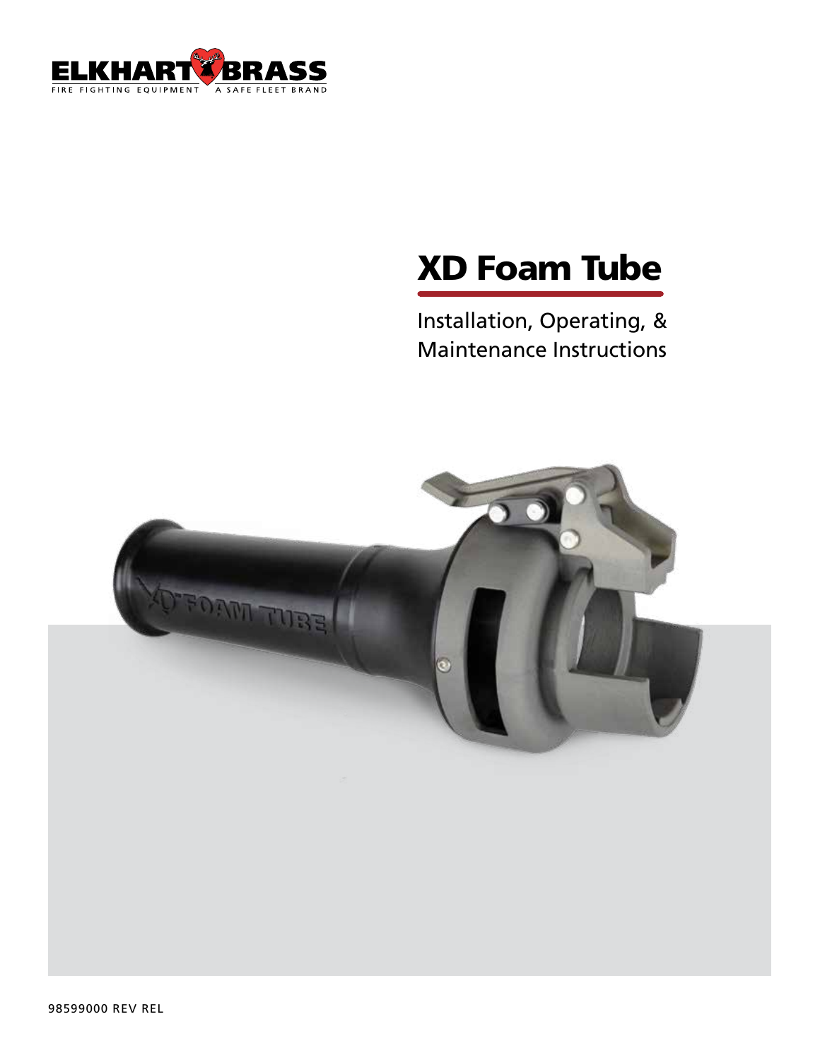ELKHART BRASS

FIRE FIGHTING EQUIPMENT A SAFE FLEET BRAND

# XD Foam Tube

Installation, Operating, & Maintenance Instructions

98599000 REV REL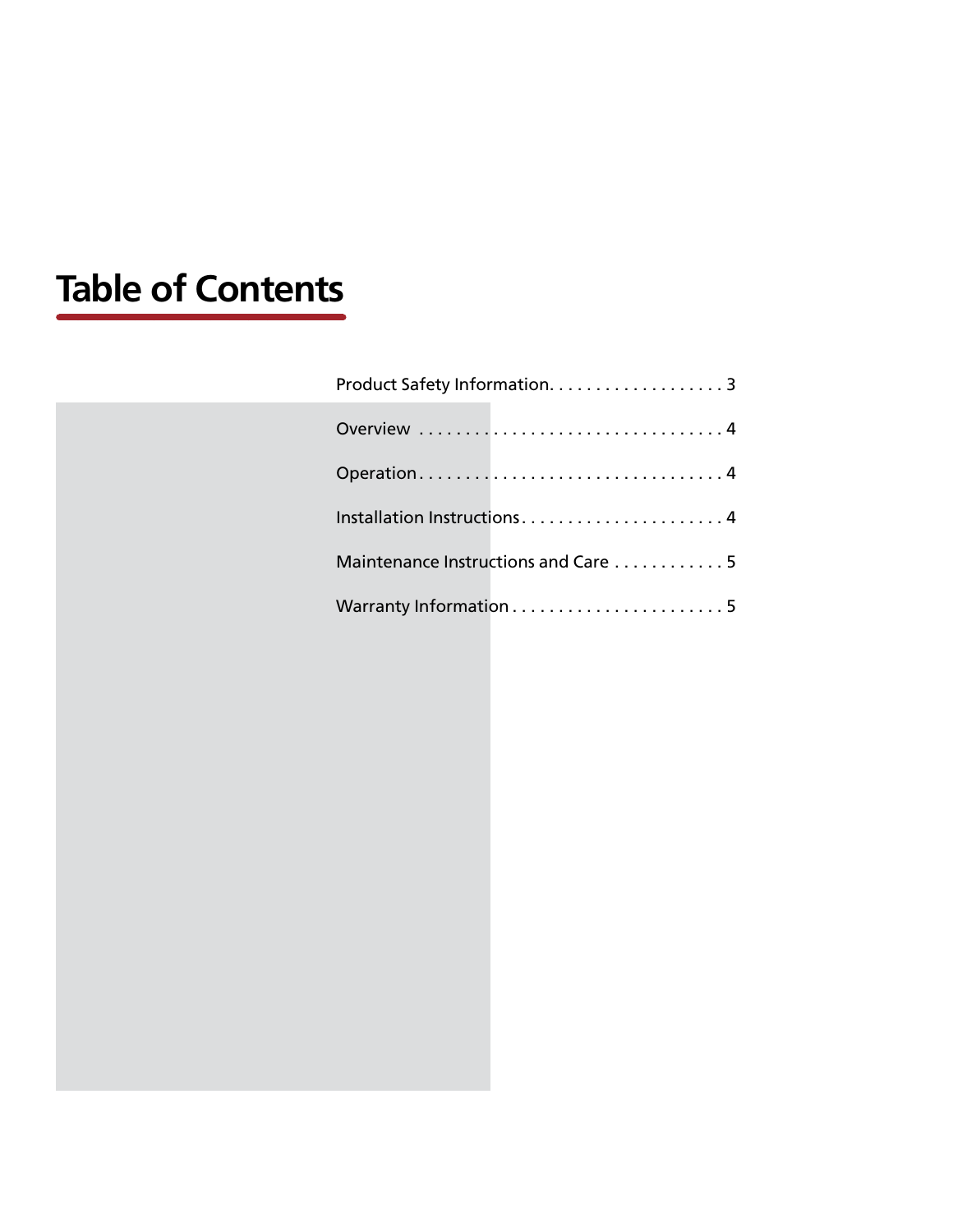# Table of Contents

Product Safety Information. . . . . . . . . . . . . . . . . . . 3

Overview . . . . . . . . . . . . . . . . . . . . . . . . . . . . . . . . . 4

Operation. . . . . . . . . . . . . . . . . . . . . . . . . . . . . . . . . 4

Installation Instructions. . . . . . . . . . . . . . . . . . . . . . 4

Maintenance Instructions and Care . . . . . . . . . . . . 5

Warranty Information . . . . . . . . . . . . . . . . . . . . . . . 5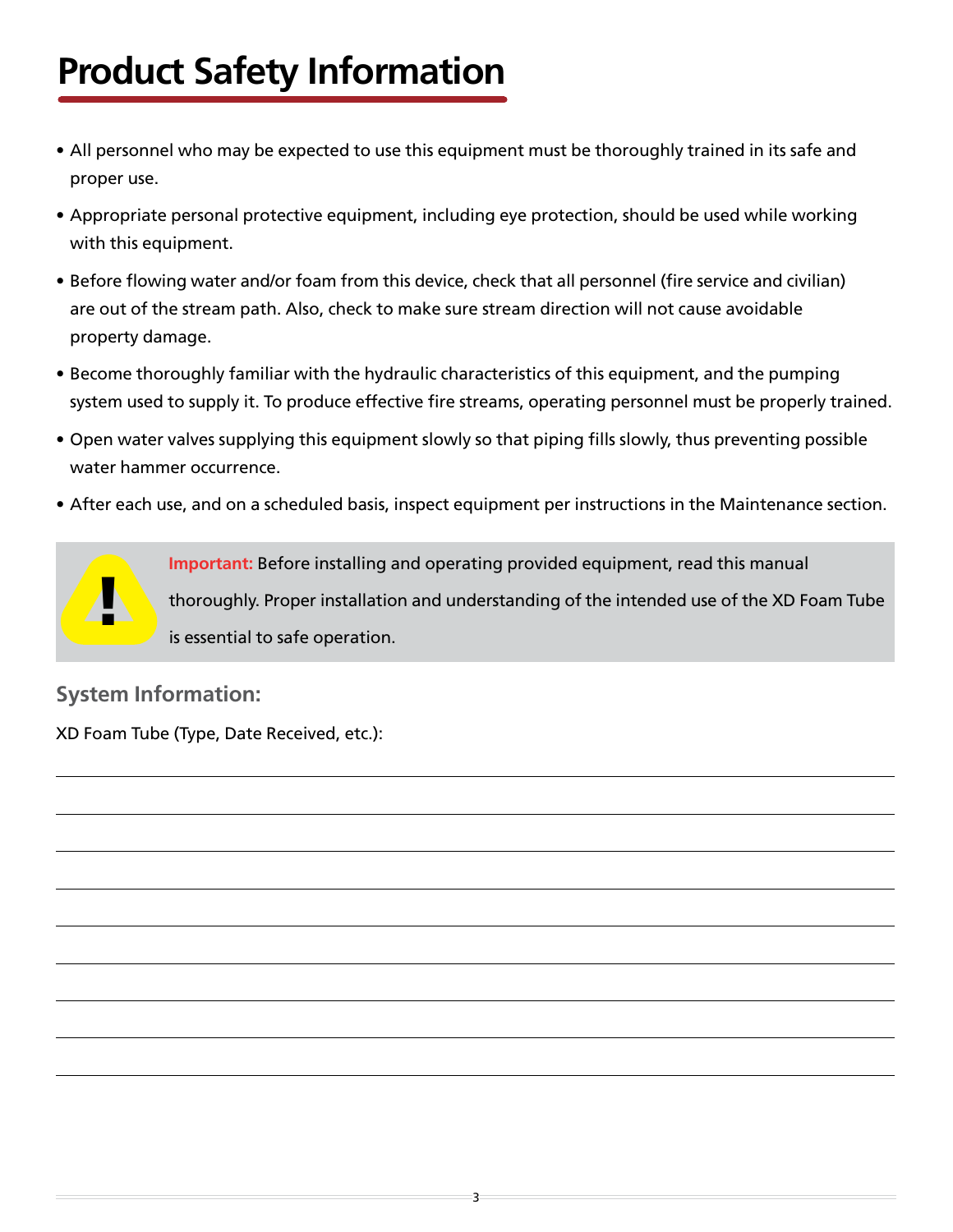# Product Safety Information

- All personnel who may be expected to use this equipment must be thoroughly trained in its safe and proper use.
- Appropriate personal protective equipment, including eye protection, should be used while working with this equipment.
- Before flowing water and/or foam from this device, check that all personnel (fire service and civilian) are out of the stream path. Also, check to make sure stream direction will not cause avoidable property damage.
- Become thoroughly familiar with the hydraulic characteristics of this equipment, and the pumping system used to supply it. To produce effective fire streams, operating personnel must be properly trained.
- Open water valves supplying this equipment slowly so that piping fills slowly, thus preventing possible water hammer occurrence.
- After each use, and on a scheduled basis, inspect equipment per instructions in the Maintenance section.

**Important:** Before installing and operating provided equipment, read this manual thoroughly. Proper installation and understanding of the intended use of the XD Foam Tube is essential to safe operation.

### System Information:

XD Foam Tube (Type, Date Received, etc.):

_______________________________________________

_______________________________________________

_______________________________________________

_______________________________________________

_______________________________________________

_______________________________________________

_______________________________________________

_______________________________________________

_______________________________________________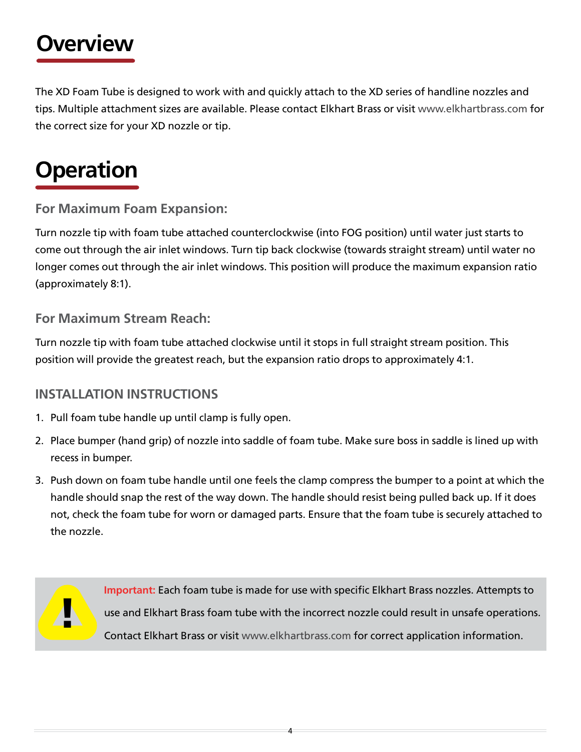# Overview

The XD Foam Tube is designed to work with and quickly attach to the XD series of handline nozzles and tips. Multiple attachment sizes are available. Please contact Elkhart Brass or visit www.elkhartbrass.com for the correct size for your XD nozzle or tip.

# Operation

### For Maximum Foam Expansion:

Turn nozzle tip with foam tube attached counterclockwise (into FOG position) until water just starts to come out through the air inlet windows. Turn tip back clockwise (towards straight stream) until water no longer comes out through the air inlet windows. This position will produce the maximum expansion ratio (approximately 8:1).

### For Maximum Stream Reach:

Turn nozzle tip with foam tube attached clockwise until it stops in full straight stream position. This position will provide the greatest reach, but the expansion ratio drops to approximately 4:1.

### INSTALLATION INSTRUCTIONS

1. Pull foam tube handle up until clamp is fully open.
2. Place bumper (hand grip) of nozzle into saddle of foam tube. Make sure boss in saddle is lined up with recess in bumper.
3. Push down on foam tube handle until one feels the clamp compress the bumper to a point at which the handle should snap the rest of the way down. The handle should resist being pulled back up. If it does not, check the foam tube for worn or damaged parts. Ensure that the foam tube is securely attached to the nozzle.

**Important:** Each foam tube is made for use with specific Elkhart Brass nozzles. Attempts to use and Elkhart Brass foam tube with the incorrect nozzle could result in unsafe operations. Contact Elkhart Brass or visit www.elkhartbrass.com for correct application information.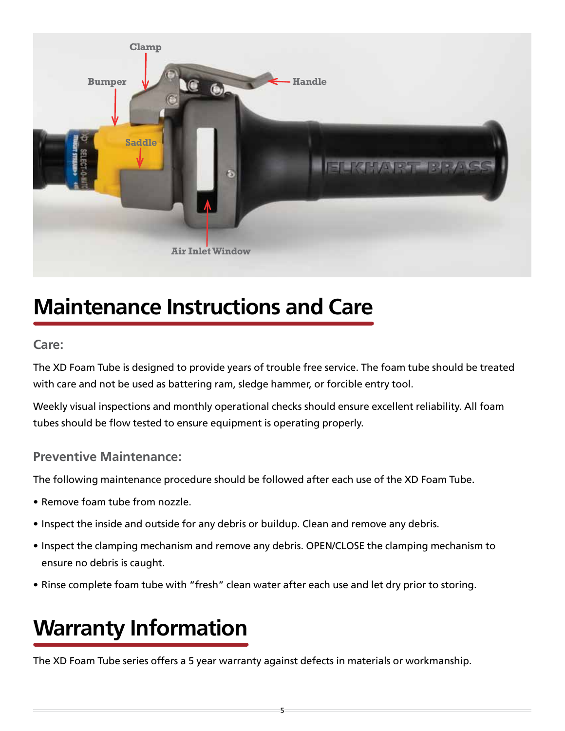# Maintenance Instructions and Care

## Care:

The XD Foam Tube is designed to provide years of trouble free service. The foam tube should be treated with care and not be used as battering ram, sledge hammer, or forcible entry tool.

Weekly visual inspections and monthly operational checks should ensure excellent reliability. All foam tubes should be flow tested to ensure equipment is operating properly.

## Preventive Maintenance:

The following maintenance procedure should be followed after each use of the XD Foam Tube.

- Remove foam tube from nozzle.
- Inspect the inside and outside for any debris or buildup. Clean and remove any debris.
- Inspect the clamping mechanism and remove any debris. OPEN/CLOSE the clamping mechanism to ensure no debris is caught.
- Rinse complete foam tube with "fresh" clean water after each use and let dry prior to storing.

# Warranty Information

The XD Foam Tube series offers a 5 year warranty against defects in materials or workmanship.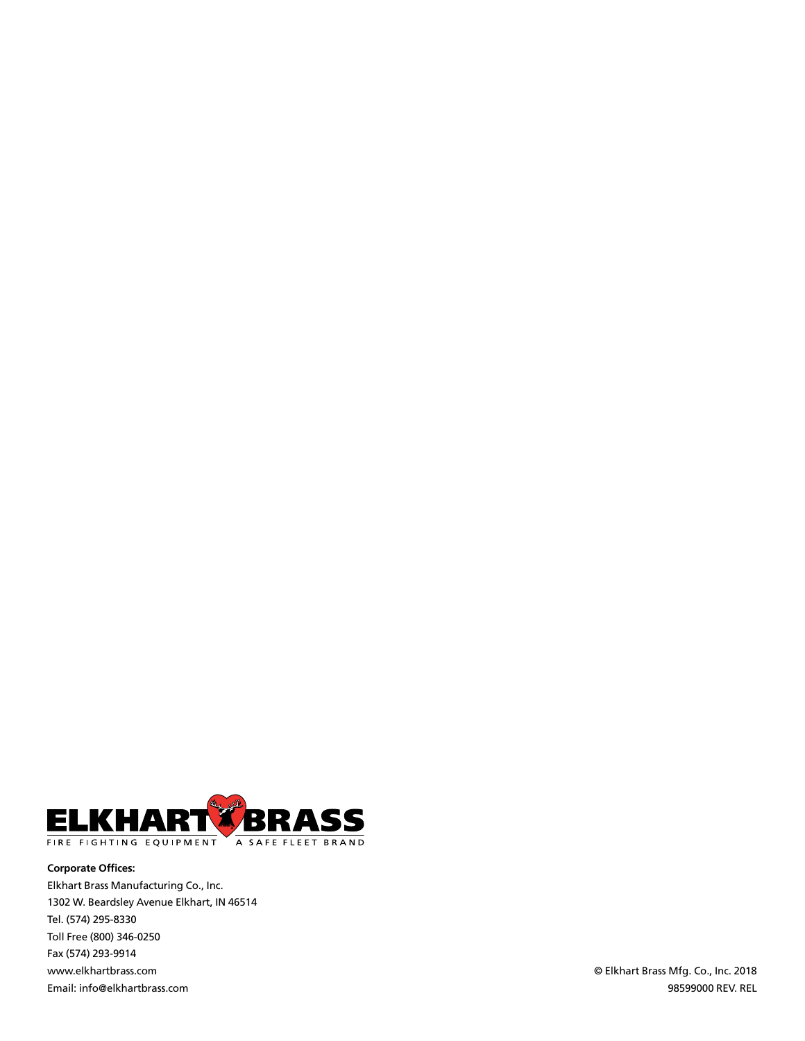ELKHART BRASS

FIRE FIGHTING EQUIPMENT A SAFE FLEET BRAND

**Corporate Offices:**

Elkhart Brass Manufacturing Co., Inc.
1302 W. Beardsley Avenue Elkhart, IN 46514
Tel. (574) 295-8330
Toll Free (800) 346-0250
Fax (574) 293-9914
www.elkhartbrass.com
Email: info@elkhartbrass.com

© Elkhart Brass Mfg. Co., Inc. 2018
98599000 REV. REL